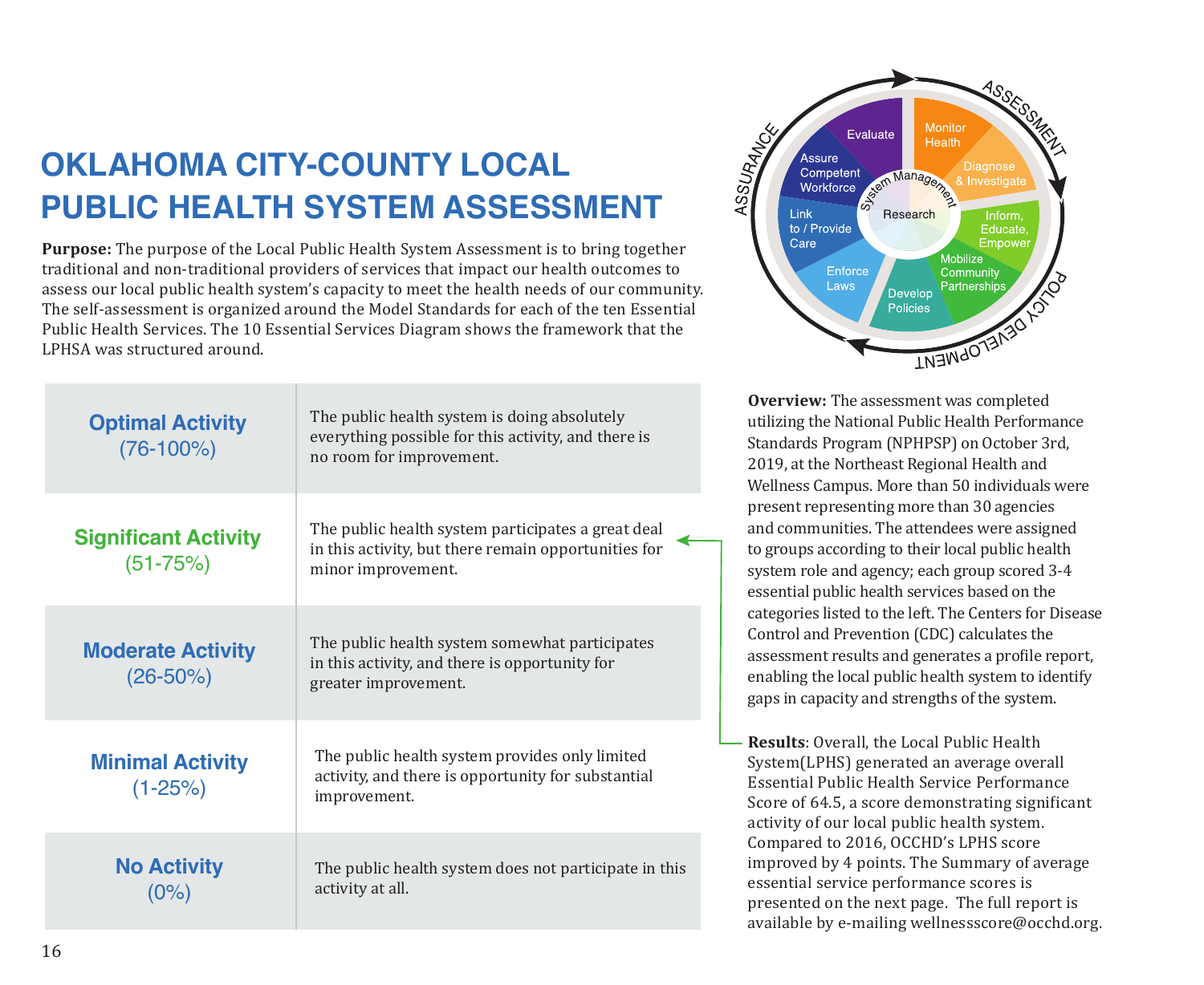# OKLAHOMA CITY-COUNTY LOCAL PUBLIC HEALTH SYSTEM ASSESSMENT

**Purpose:** The purpose of the Local Public Health System Assessment is to bring together traditional and non-traditional providers of services that impact our health outcomes to assess our local public health system's capacity to meet the health needs of our community. The self-assessment is organized around the Model Standards for each of the ten Essential Public Health Services. The 10 Essential Services Diagram shows the framework that the LPHSA was structured around.

| Activity Level | Description |
| --- | --- |
| **Optimal Activity** (76-100%) | The public health system is doing absolutely everything possible for this activity, and there is no room for improvement. |
| **Significant Activity** (51-75%) | The public health system participates a great deal in this activity, but there remain opportunities for minor improvement. |
| **Moderate Activity** (26-50%) | The public health system somewhat participates in this activity, and there is opportunity for greater improvement. |
| **Minimal Activity** (1-25%) | The public health system provides only limited activity, and there is opportunity for substantial improvement. |
| **No Activity** (0%) | The public health system does not participate in this activity at all. |

**Overview:** The assessment was completed utilizing the National Public Health Performance Standards Program (NPHPSP) on October 3rd, 2019, at the Northeast Regional Health and Wellness Campus. More than 50 individuals were present representing more than 30 agencies and communities. The attendees were assigned to groups according to their local public health system role and agency; each group scored 3-4 essential public health services based on the categories listed to the left. The Centers for Disease Control and Prevention (CDC) calculates the assessment results and generates a profile report, enabling the local public health system to identify gaps in capacity and strengths of the system.

**Results**: Overall, the Local Public Health System(LPHS) generated an average overall Essential Public Health Service Performance Score of 64.5, a score demonstrating significant activity of our local public health system. Compared to 2016, OCCHD's LPHS score improved by 4 points. The Summary of average essential service performance scores is presented on the next page. The full report is available by e-mailing wellnessscore@occhd.org.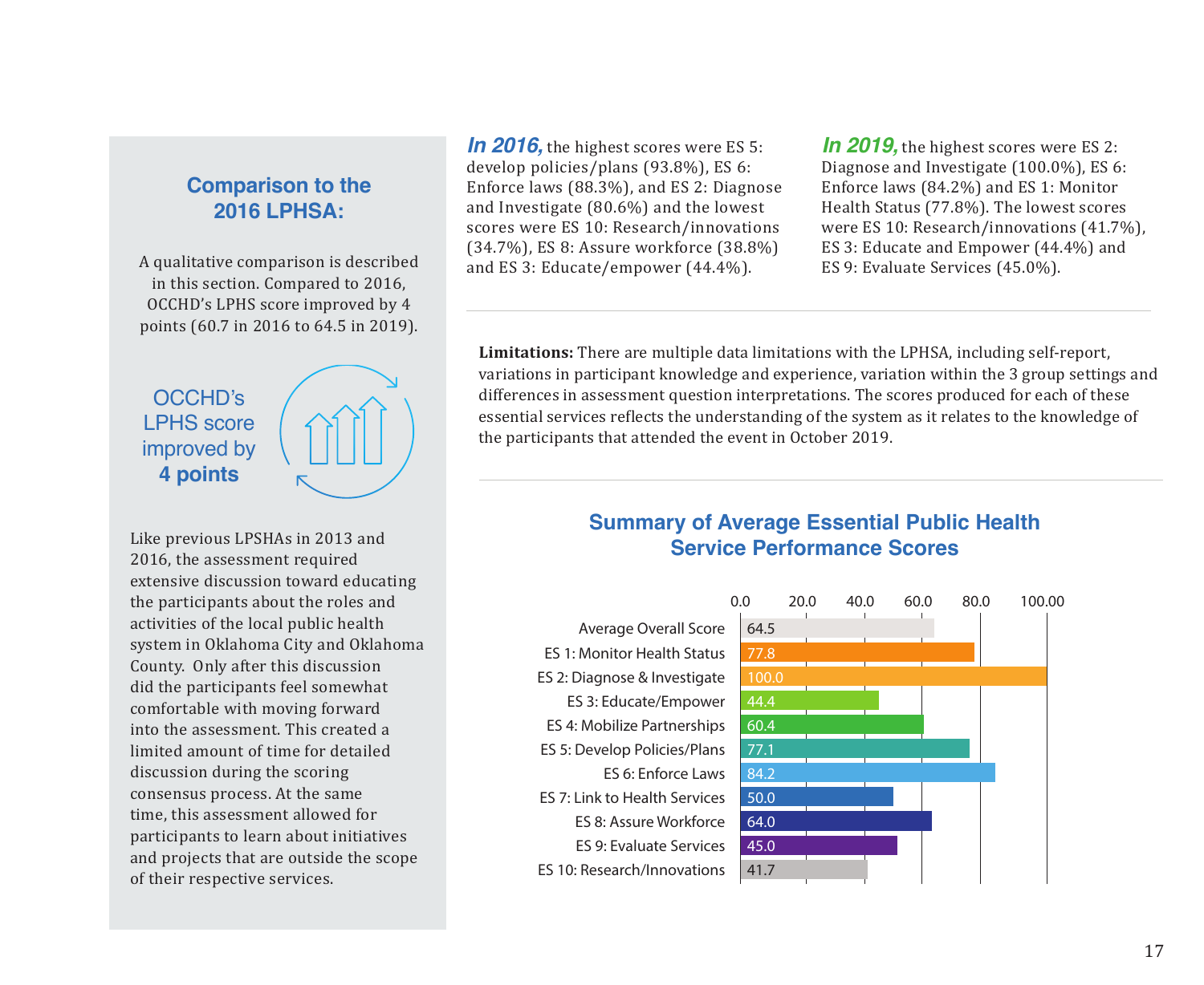## Comparison to the 2016 LPHSA:

A qualitative comparison is described in this section. Compared to 2016, OCCHD's LPHS score improved by 4 points (60.7 in 2016 to 64.5 in 2019).

OCCHD's LPHS score improved by **4 points**

Like previous LPSHAs in 2013 and 2016, the assessment required extensive discussion toward educating the participants about the roles and activities of the local public health system in Oklahoma City and Oklahoma County. Only after this discussion did the participants feel somewhat comfortable with moving forward into the assessment. This created a limited amount of time for detailed discussion during the scoring consensus process. At the same time, this assessment allowed for participants to learn about initiatives and projects that are outside the scope of their respective services.

***In 2016,*** the highest scores were ES 5: develop policies/plans (93.8%), ES 6: Enforce laws (88.3%), and ES 2: Diagnose and Investigate (80.6%) and the lowest scores were ES 10: Research/innovations (34.7%), ES 8: Assure workforce (38.8%) and ES 3: Educate/empower (44.4%).

***In 2019,*** the highest scores were ES 2: Diagnose and Investigate (100.0%), ES 6: Enforce laws (84.2%) and ES 1: Monitor Health Status (77.8%). The lowest scores were ES 10: Research/innovations (41.7%), ES 3: Educate and Empower (44.4%) and ES 9: Evaluate Services (45.0%).

**Limitations:** There are multiple data limitations with the LPHSA, including self-report, variations in participant knowledge and experience, variation within the 3 group settings and differences in assessment question interpretations. The scores produced for each of these essential services reflects the understanding of the system as it relates to the knowledge of the participants that attended the event in October 2019.

### Summary of Average Essential Public Health Service Performance Scores

0.0 20.0 40.0 60.0 80.0 100.00

Average Overall Score 64.5
ES 1: Monitor Health Status 77.8
ES 2: Diagnose & Investigate 100.0
ES 3: Educate/Empower 44.4
ES 4: Mobilize Partnerships 60.4
ES 5: Develop Policies/Plans 77.1
ES 6: Enforce Laws 84.2
ES 7: Link to Health Services 50.0
ES 8: Assure Workforce 64.0
ES 9: Evaluate Services 45.0
ES 10: Research/Innovations 41.7